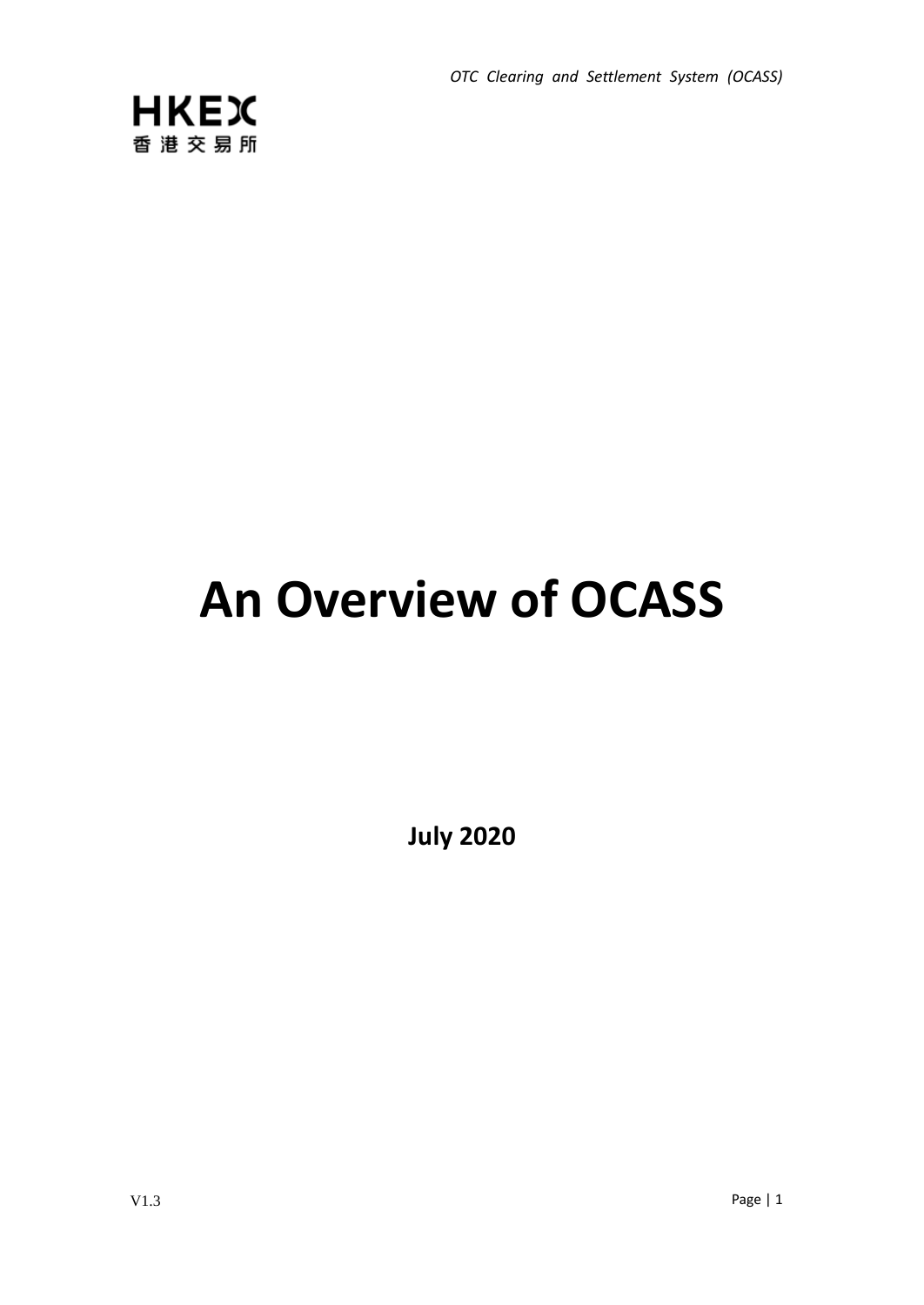# An Overview of OCASS

**July 2020**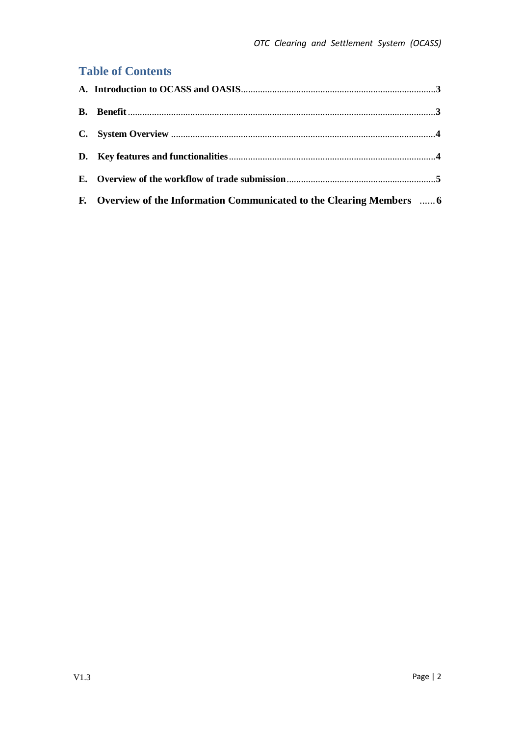## Table of Contents

**A. Introduction to OCASS and OASIS** ........ **3**

**B. Benefit** ........ **3**

**C. System Overview** ........ **4**

**D. Key features and functionalities** ........ **4**

**E. Overview of the workflow of trade submission** ........ **5**

**F. Overview of the Information Communicated to the Clearing Members** ...... **6**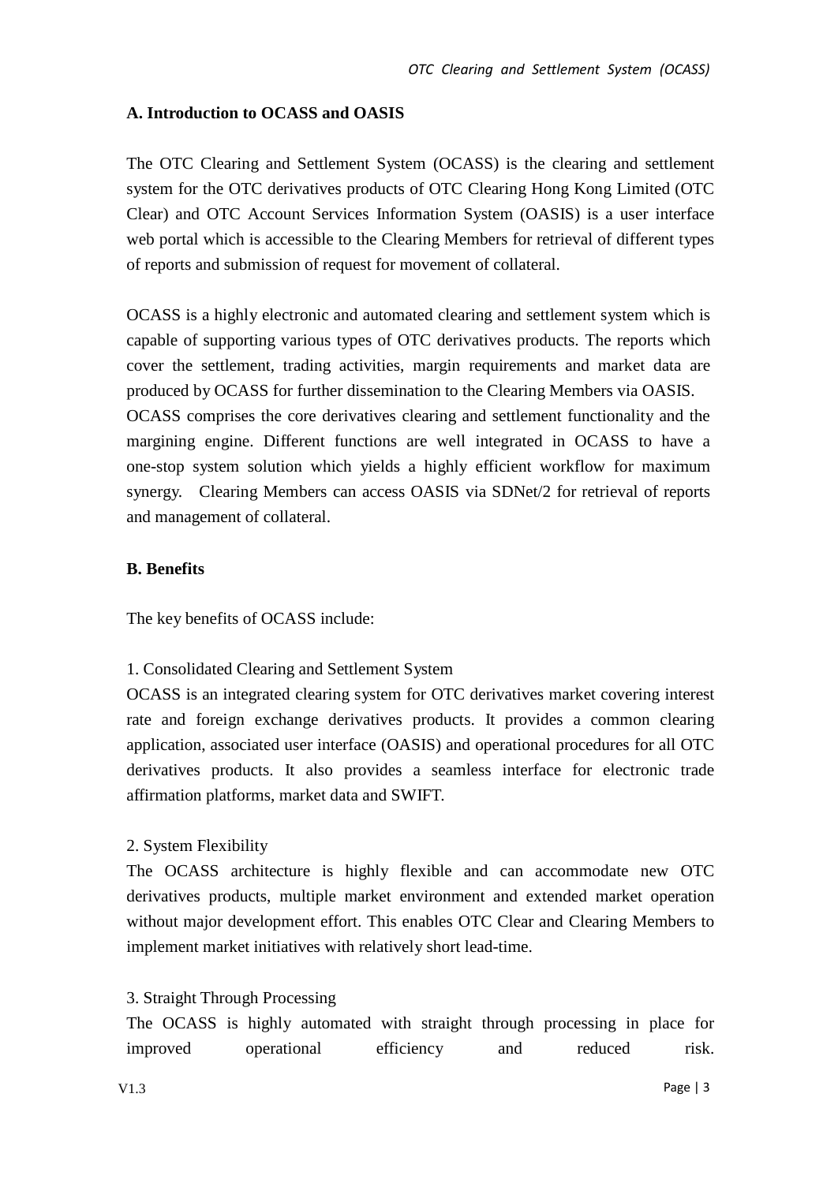## A. Introduction to OCASS and OASIS

The OTC Clearing and Settlement System (OCASS) is the clearing and settlement system for the OTC derivatives products of OTC Clearing Hong Kong Limited (OTC Clear) and OTC Account Services Information System (OASIS) is a user interface web portal which is accessible to the Clearing Members for retrieval of different types of reports and submission of request for movement of collateral.

OCASS is a highly electronic and automated clearing and settlement system which is capable of supporting various types of OTC derivatives products. The reports which cover the settlement, trading activities, margin requirements and market data are produced by OCASS for further dissemination to the Clearing Members via OASIS. OCASS comprises the core derivatives clearing and settlement functionality and the margining engine. Different functions are well integrated in OCASS to have a one-stop system solution which yields a highly efficient workflow for maximum synergy. Clearing Members can access OASIS via SDNet/2 for retrieval of reports and management of collateral.

## B. Benefits

The key benefits of OCASS include:

1. Consolidated Clearing and Settlement System

OCASS is an integrated clearing system for OTC derivatives market covering interest rate and foreign exchange derivatives products. It provides a common clearing application, associated user interface (OASIS) and operational procedures for all OTC derivatives products. It also provides a seamless interface for electronic trade affirmation platforms, market data and SWIFT.

2. System Flexibility

The OCASS architecture is highly flexible and can accommodate new OTC derivatives products, multiple market environment and extended market operation without major development effort. This enables OTC Clear and Clearing Members to implement market initiatives with relatively short lead-time.

3. Straight Through Processing

The OCASS is highly automated with straight through processing in place for improved operational efficiency and reduced risk.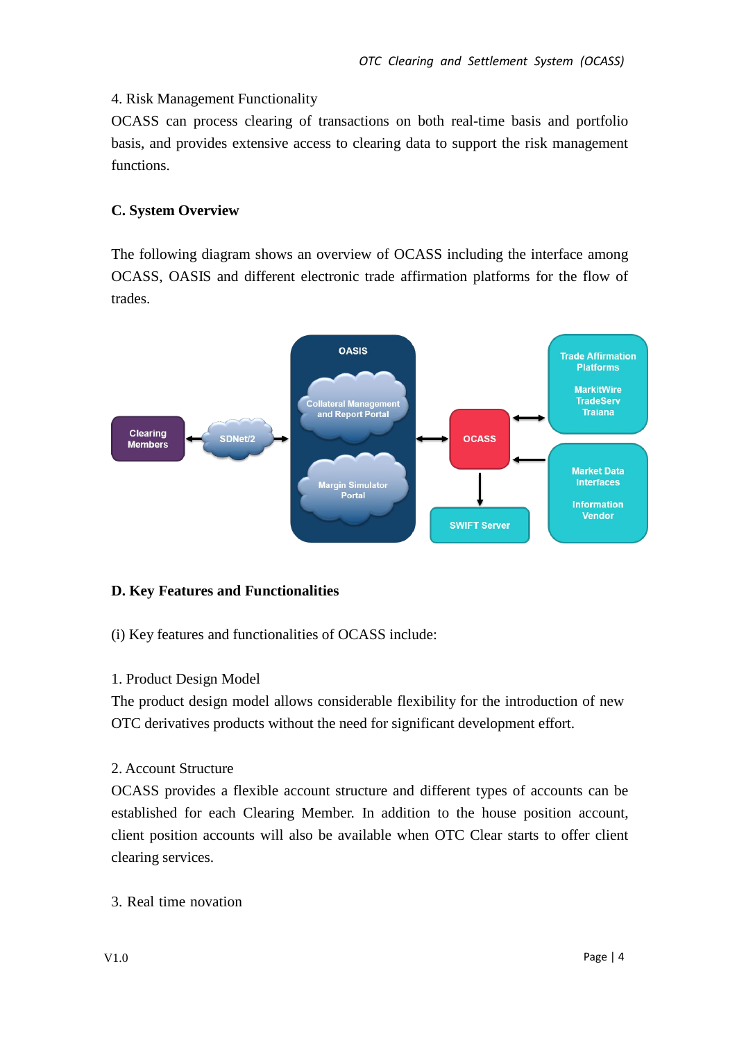4. Risk Management Functionality

OCASS can process clearing of transactions on both real-time basis and portfolio basis, and provides extensive access to clearing data to support the risk management functions.

## C. System Overview

The following diagram shows an overview of OCASS including the interface among OCASS, OASIS and different electronic trade affirmation platforms for the flow of trades.

## D. Key Features and Functionalities

(i) Key features and functionalities of OCASS include:

1. Product Design Model

The product design model allows considerable flexibility for the introduction of new OTC derivatives products without the need for significant development effort.

2. Account Structure

OCASS provides a flexible account structure and different types of accounts can be established for each Clearing Member. In addition to the house position account, client position accounts will also be available when OTC Clear starts to offer client clearing services.

3. Real time novation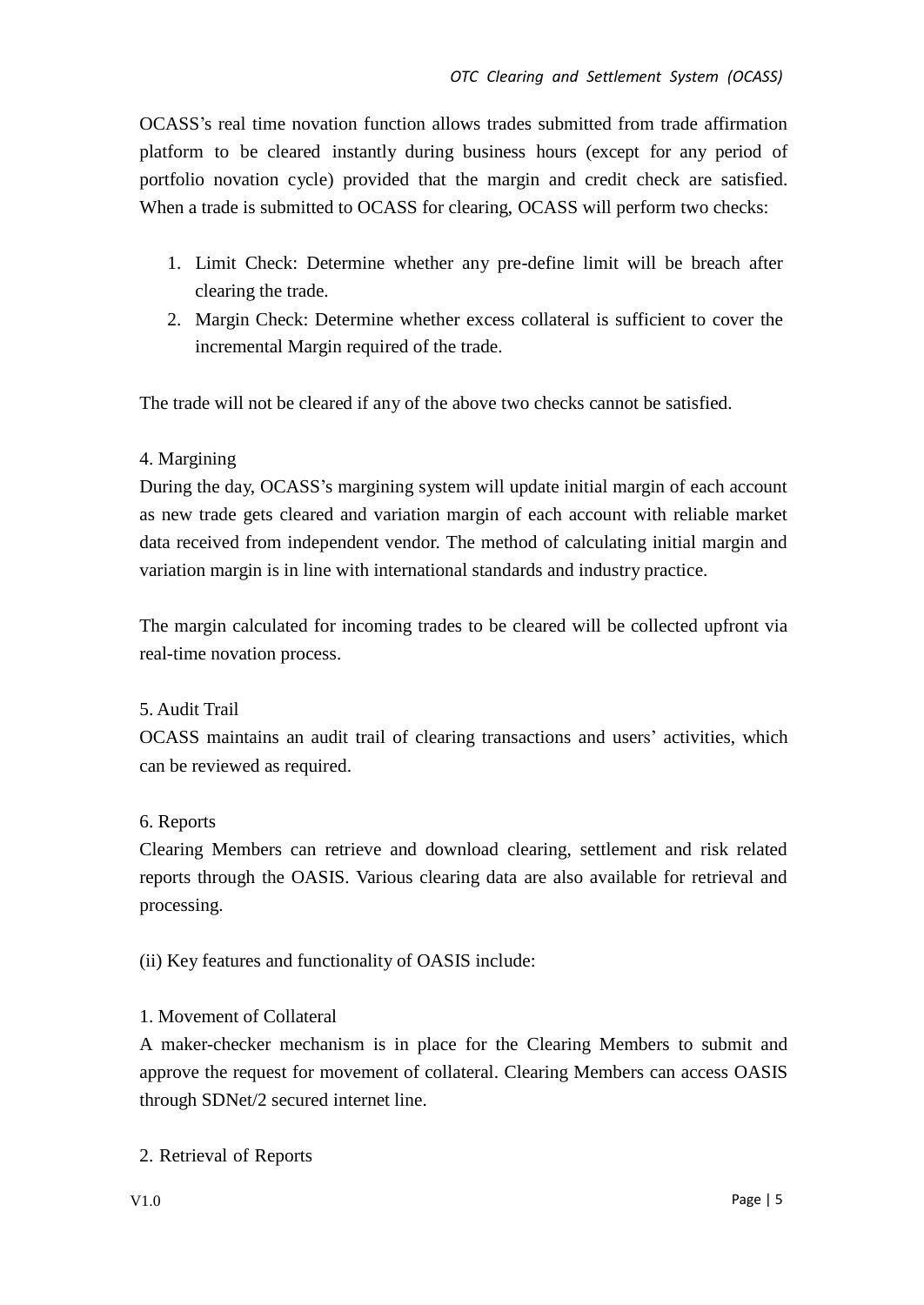OCASS's real time novation function allows trades submitted from trade affirmation platform to be cleared instantly during business hours (except for any period of portfolio novation cycle) provided that the margin and credit check are satisfied. When a trade is submitted to OCASS for clearing, OCASS will perform two checks:

1. Limit Check: Determine whether any pre-define limit will be breach after clearing the trade.
2. Margin Check: Determine whether excess collateral is sufficient to cover the incremental Margin required of the trade.

The trade will not be cleared if any of the above two checks cannot be satisfied.

4. Margining

During the day, OCASS's margining system will update initial margin of each account as new trade gets cleared and variation margin of each account with reliable market data received from independent vendor. The method of calculating initial margin and variation margin is in line with international standards and industry practice.

The margin calculated for incoming trades to be cleared will be collected upfront via real-time novation process.

5. Audit Trail

OCASS maintains an audit trail of clearing transactions and users' activities, which can be reviewed as required.

6. Reports

Clearing Members can retrieve and download clearing, settlement and risk related reports through the OASIS. Various clearing data are also available for retrieval and processing.

(ii) Key features and functionality of OASIS include:

1. Movement of Collateral

A maker-checker mechanism is in place for the Clearing Members to submit and approve the request for movement of collateral. Clearing Members can access OASIS through SDNet/2 secured internet line.

2. Retrieval of Reports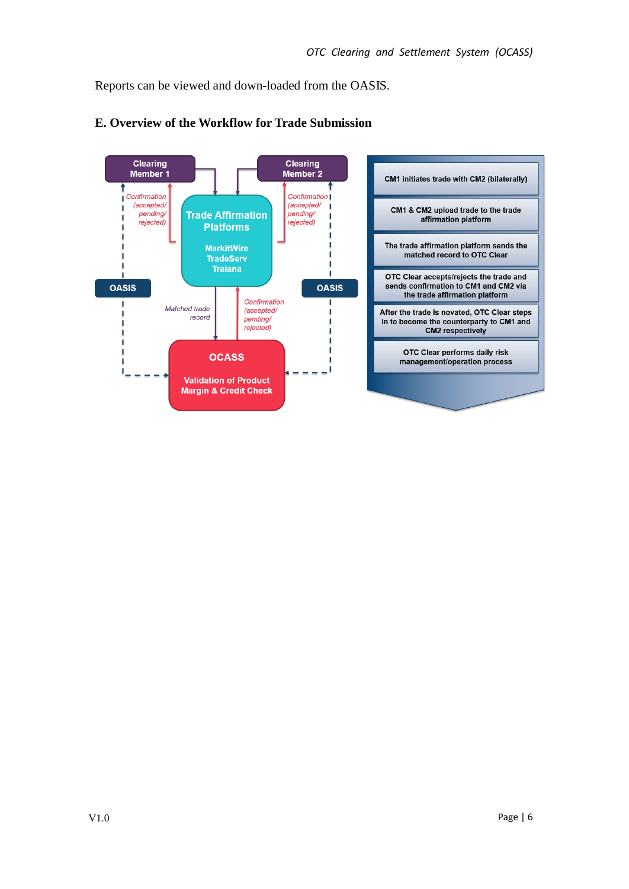Reports can be viewed and down-loaded from the OASIS.

## E. Overview of the Workflow for Trade Submission

Clearing Member 1

Clearing Member 2

Trade Affirmation Platforms

MarkitWire
TradeServ
Traiana

Confirmation (accepted/ pending/ rejected)

Confirmation (accepted/ pending/ rejected)

OASIS

OASIS

Matched trade record

Confirmation (accepted/ pending/ rejected)

OCASS

Validation of Product Margin & Credit Check

- CM1 initiates trade with CM2 (bilaterally)
- CM1 & CM2 upload trade to the trade affirmation platform
- The trade affirmation platform sends the matched record to OTC Clear
- OTC Clear accepts/rejects the trade and sends confirmation to CM1 and CM2 via the trade affirmation platform
- After the trade is novated, OTC Clear steps in to become the counterparty to CM1 and CM2 respectively
- OTC Clear performs daily risk management/operation process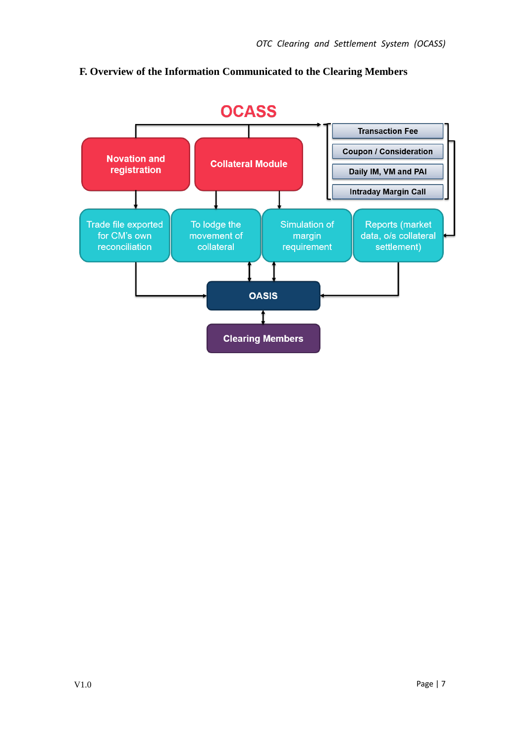### F. Overview of the Information Communicated to the Clearing Members

OCASS

Novation and registration

Collateral Module

Transaction Fee

Coupon / Consideration

Daily IM, VM and PAI

Intraday Margin Call

Trade file exported for CM's own reconciliation

To lodge the movement of collateral

Simulation of margin requirement

Reports (market data, o/s collateral settlement)

OASIS

Clearing Members